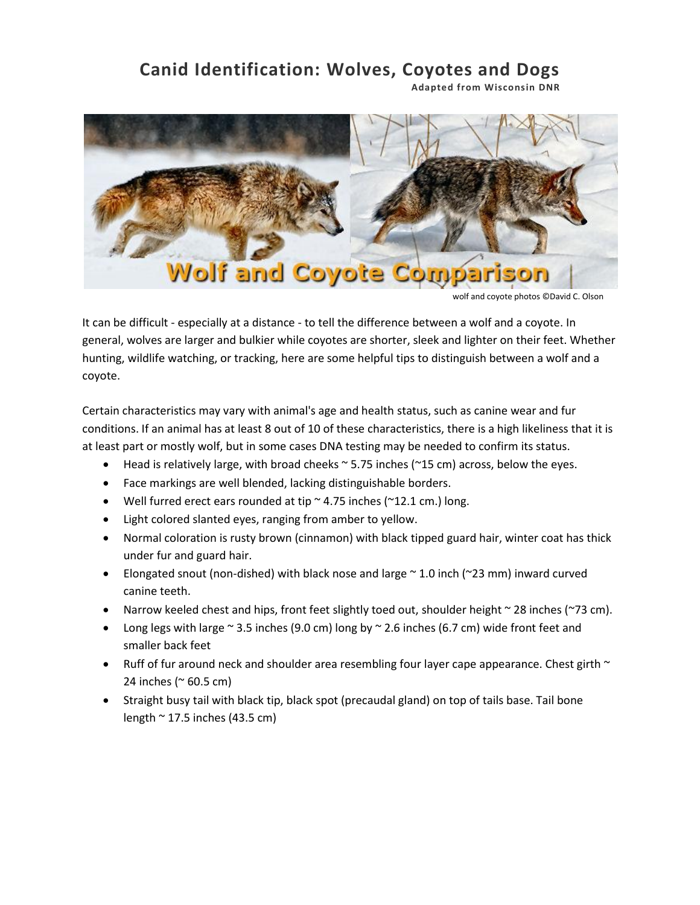# Canid Identification: Wolves, Coyotes and Dogs

**Adapted from Wisconsin DNR**

wolf and coyote photos ©David C. Olson

It can be difficult - especially at a distance - to tell the difference between a wolf and a coyote. In general, wolves are larger and bulkier while coyotes are shorter, sleek and lighter on their feet. Whether hunting, wildlife watching, or tracking, here are some helpful tips to distinguish between a wolf and a coyote.

Certain characteristics may vary with animal's age and health status, such as canine wear and fur conditions. If an animal has at least 8 out of 10 of these characteristics, there is a high likeliness that it is at least part or mostly wolf, but in some cases DNA testing may be needed to confirm its status.

- Head is relatively large, with broad cheeks ~ 5.75 inches (~15 cm) across, below the eyes.
- Face markings are well blended, lacking distinguishable borders.
- Well furred erect ears rounded at tip ~ 4.75 inches (~12.1 cm.) long.
- Light colored slanted eyes, ranging from amber to yellow.
- Normal coloration is rusty brown (cinnamon) with black tipped guard hair, winter coat has thick under fur and guard hair.
- Elongated snout (non-dished) with black nose and large ~ 1.0 inch (~23 mm) inward curved canine teeth.
- Narrow keeled chest and hips, front feet slightly toed out, shoulder height ~ 28 inches (~73 cm).
- Long legs with large ~ 3.5 inches (9.0 cm) long by ~ 2.6 inches (6.7 cm) wide front feet and smaller back feet
- Ruff of fur around neck and shoulder area resembling four layer cape appearance. Chest girth ~ 24 inches (~ 60.5 cm)
- Straight busy tail with black tip, black spot (precaudal gland) on top of tails base. Tail bone length ~ 17.5 inches (43.5 cm)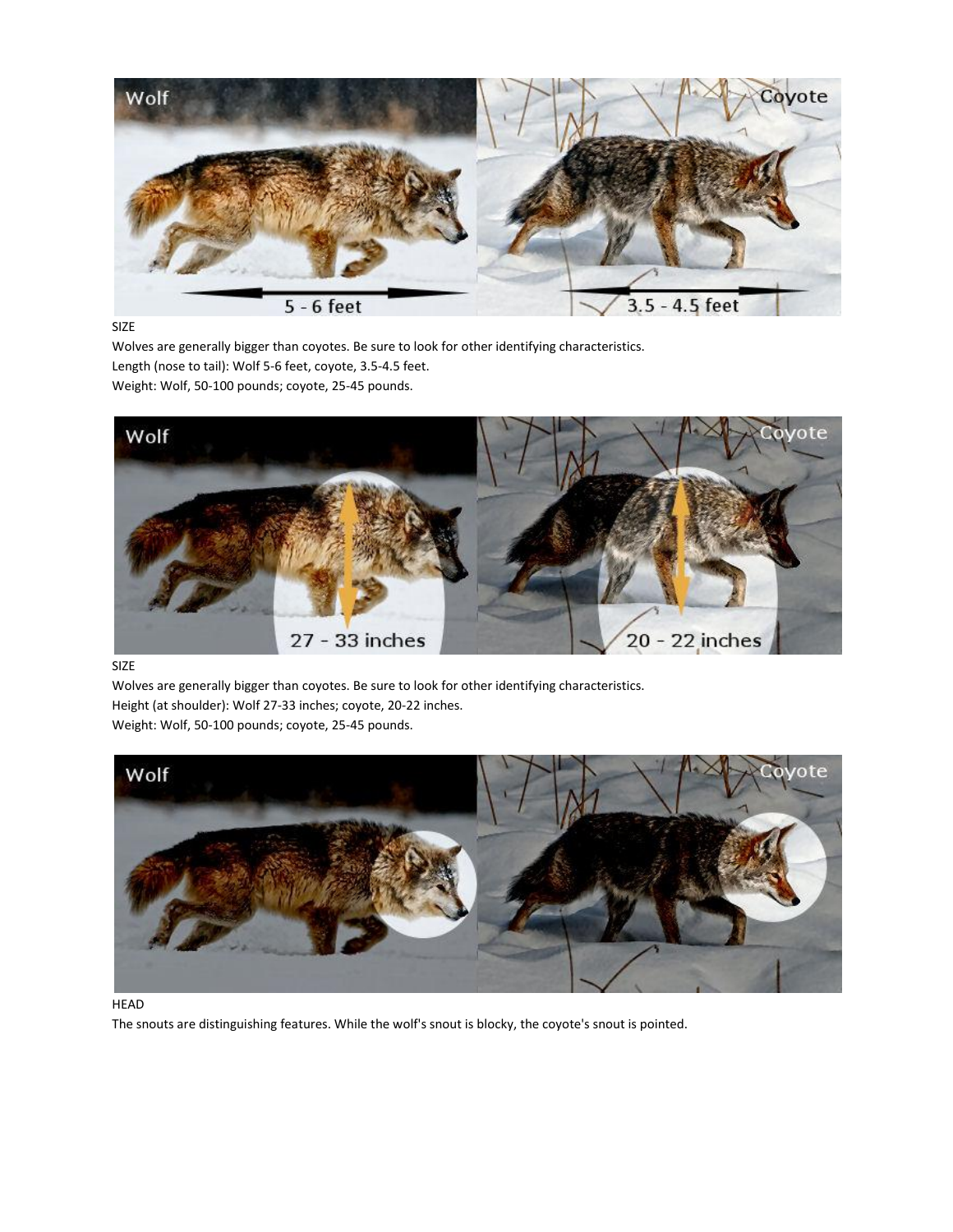SIZE

Wolves are generally bigger than coyotes. Be sure to look for other identifying characteristics.

Length (nose to tail): Wolf 5-6 feet, coyote, 3.5-4.5 feet.

Weight: Wolf, 50-100 pounds; coyote, 25-45 pounds.

SIZE

Wolves are generally bigger than coyotes. Be sure to look for other identifying characteristics.

Height (at shoulder): Wolf 27-33 inches; coyote, 20-22 inches.

Weight: Wolf, 50-100 pounds; coyote, 25-45 pounds.

HEAD

The snouts are distinguishing features. While the wolf's snout is blocky, the coyote's snout is pointed.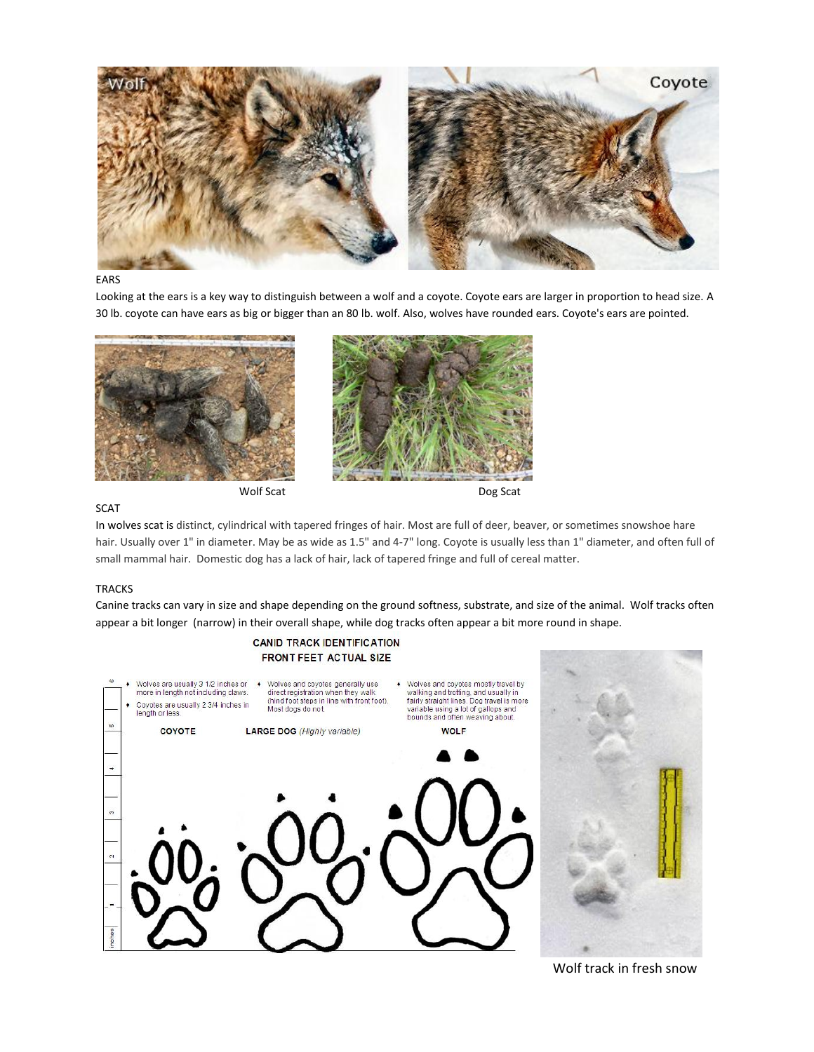EARS

Looking at the ears is a key way to distinguish between a wolf and a coyote. Coyote ears are larger in proportion to head size. A 30 lb. coyote can have ears as big or bigger than an 80 lb. wolf. Also, wolves have rounded ears. Coyote's ears are pointed.

Wolf Scat

Dog Scat

SCAT

In wolves scat is distinct, cylindrical with tapered fringes of hair. Most are full of deer, beaver, or sometimes snowshoe hare hair. Usually over 1" in diameter. May be as wide as 1.5" and 4-7" long. Coyote is usually less than 1" diameter, and often full of small mammal hair. Domestic dog has a lack of hair, lack of tapered fringe and full of cereal matter.

TRACKS

Canine tracks can vary in size and shape depending on the ground softness, substrate, and size of the animal. Wolf tracks often appear a bit longer (narrow) in their overall shape, while dog tracks often appear a bit more round in shape.

CANID TRACK IDENTIFICATION
FRONT FEET ACTUAL SIZE

- Wolves are usually 3 1/2 inches or more in length not including claws.
- Coyotes are usually 2 3/4 inches in length or less.
- Wolves and coyotes generally use direct registration when they walk (hind foot steps in line with front foot). Most dogs do not.
- Wolves and coyotes mostly travel by walking and trotting, and usually in fairly straight lines. Dog travel is more variable using a lot of gallops and bounds and often weaving about.

COYOTE — LARGE DOG (*Highly variable*) — WOLF

Wolf track in fresh snow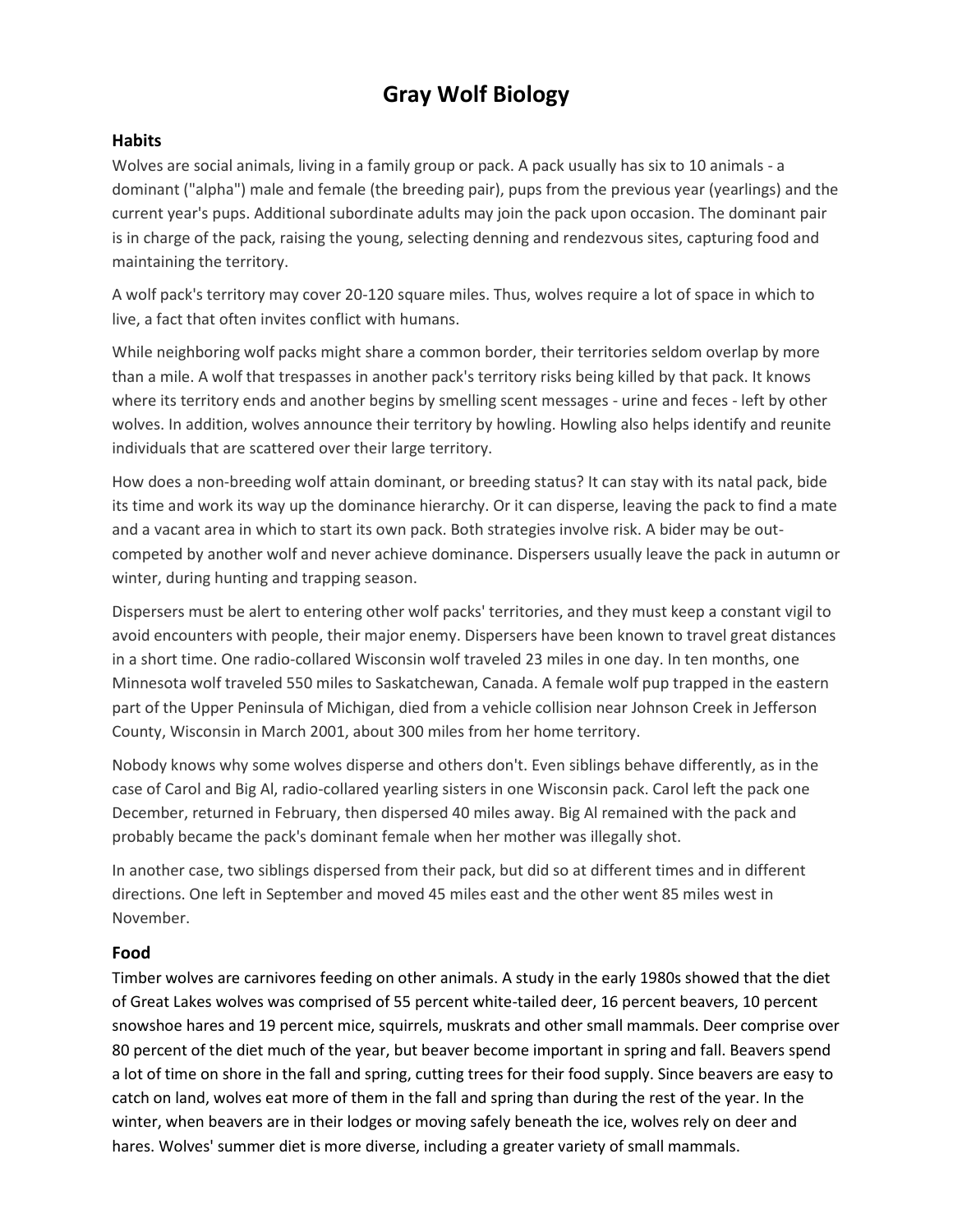# Gray Wolf Biology

## Habits

Wolves are social animals, living in a family group or pack. A pack usually has six to 10 animals - a dominant ("alpha") male and female (the breeding pair), pups from the previous year (yearlings) and the current year's pups. Additional subordinate adults may join the pack upon occasion. The dominant pair is in charge of the pack, raising the young, selecting denning and rendezvous sites, capturing food and maintaining the territory.

A wolf pack's territory may cover 20-120 square miles. Thus, wolves require a lot of space in which to live, a fact that often invites conflict with humans.

While neighboring wolf packs might share a common border, their territories seldom overlap by more than a mile. A wolf that trespasses in another pack's territory risks being killed by that pack. It knows where its territory ends and another begins by smelling scent messages - urine and feces - left by other wolves. In addition, wolves announce their territory by howling. Howling also helps identify and reunite individuals that are scattered over their large territory.

How does a non-breeding wolf attain dominant, or breeding status? It can stay with its natal pack, bide its time and work its way up the dominance hierarchy. Or it can disperse, leaving the pack to find a mate and a vacant area in which to start its own pack. Both strategies involve risk. A bider may be out-competed by another wolf and never achieve dominance. Dispersers usually leave the pack in autumn or winter, during hunting and trapping season.

Dispersers must be alert to entering other wolf packs' territories, and they must keep a constant vigil to avoid encounters with people, their major enemy. Dispersers have been known to travel great distances in a short time. One radio-collared Wisconsin wolf traveled 23 miles in one day. In ten months, one Minnesota wolf traveled 550 miles to Saskatchewan, Canada. A female wolf pup trapped in the eastern part of the Upper Peninsula of Michigan, died from a vehicle collision near Johnson Creek in Jefferson County, Wisconsin in March 2001, about 300 miles from her home territory.

Nobody knows why some wolves disperse and others don't. Even siblings behave differently, as in the case of Carol and Big Al, radio-collared yearling sisters in one Wisconsin pack. Carol left the pack one December, returned in February, then dispersed 40 miles away. Big Al remained with the pack and probably became the pack's dominant female when her mother was illegally shot.

In another case, two siblings dispersed from their pack, but did so at different times and in different directions. One left in September and moved 45 miles east and the other went 85 miles west in November.

## Food

Timber wolves are carnivores feeding on other animals. A study in the early 1980s showed that the diet of Great Lakes wolves was comprised of 55 percent white-tailed deer, 16 percent beavers, 10 percent snowshoe hares and 19 percent mice, squirrels, muskrats and other small mammals. Deer comprise over 80 percent of the diet much of the year, but beaver become important in spring and fall. Beavers spend a lot of time on shore in the fall and spring, cutting trees for their food supply. Since beavers are easy to catch on land, wolves eat more of them in the fall and spring than during the rest of the year. In the winter, when beavers are in their lodges or moving safely beneath the ice, wolves rely on deer and hares. Wolves' summer diet is more diverse, including a greater variety of small mammals.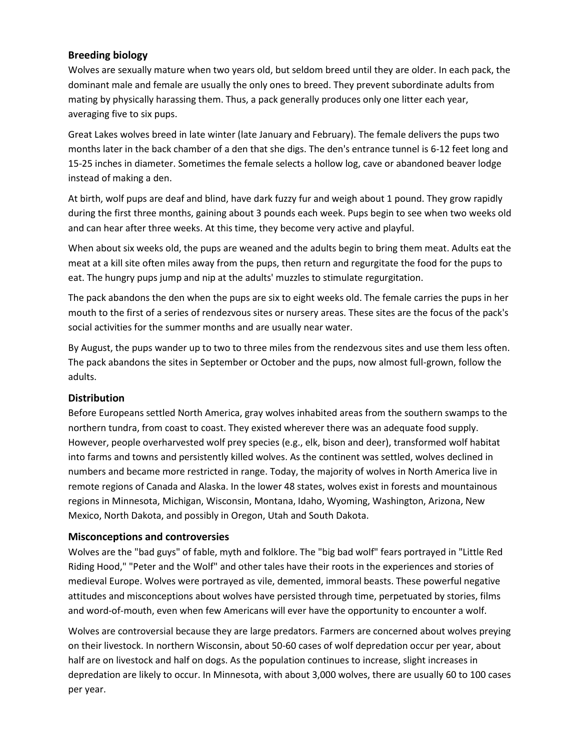### Breeding biology

Wolves are sexually mature when two years old, but seldom breed until they are older. In each pack, the dominant male and female are usually the only ones to breed. They prevent subordinate adults from mating by physically harassing them. Thus, a pack generally produces only one litter each year, averaging five to six pups.

Great Lakes wolves breed in late winter (late January and February). The female delivers the pups two months later in the back chamber of a den that she digs. The den's entrance tunnel is 6-12 feet long and 15-25 inches in diameter. Sometimes the female selects a hollow log, cave or abandoned beaver lodge instead of making a den.

At birth, wolf pups are deaf and blind, have dark fuzzy fur and weigh about 1 pound. They grow rapidly during the first three months, gaining about 3 pounds each week. Pups begin to see when two weeks old and can hear after three weeks. At this time, they become very active and playful.

When about six weeks old, the pups are weaned and the adults begin to bring them meat. Adults eat the meat at a kill site often miles away from the pups, then return and regurgitate the food for the pups to eat. The hungry pups jump and nip at the adults' muzzles to stimulate regurgitation.

The pack abandons the den when the pups are six to eight weeks old. The female carries the pups in her mouth to the first of a series of rendezvous sites or nursery areas. These sites are the focus of the pack's social activities for the summer months and are usually near water.

By August, the pups wander up to two to three miles from the rendezvous sites and use them less often. The pack abandons the sites in September or October and the pups, now almost full-grown, follow the adults.

### Distribution

Before Europeans settled North America, gray wolves inhabited areas from the southern swamps to the northern tundra, from coast to coast. They existed wherever there was an adequate food supply. However, people overharvested wolf prey species (e.g., elk, bison and deer), transformed wolf habitat into farms and towns and persistently killed wolves. As the continent was settled, wolves declined in numbers and became more restricted in range. Today, the majority of wolves in North America live in remote regions of Canada and Alaska. In the lower 48 states, wolves exist in forests and mountainous regions in Minnesota, Michigan, Wisconsin, Montana, Idaho, Wyoming, Washington, Arizona, New Mexico, North Dakota, and possibly in Oregon, Utah and South Dakota.

### Misconceptions and controversies

Wolves are the "bad guys" of fable, myth and folklore. The "big bad wolf" fears portrayed in "Little Red Riding Hood," "Peter and the Wolf" and other tales have their roots in the experiences and stories of medieval Europe. Wolves were portrayed as vile, demented, immoral beasts. These powerful negative attitudes and misconceptions about wolves have persisted through time, perpetuated by stories, films and word-of-mouth, even when few Americans will ever have the opportunity to encounter a wolf.

Wolves are controversial because they are large predators. Farmers are concerned about wolves preying on their livestock. In northern Wisconsin, about 50-60 cases of wolf depredation occur per year, about half are on livestock and half on dogs. As the population continues to increase, slight increases in depredation are likely to occur. In Minnesota, with about 3,000 wolves, there are usually 60 to 100 cases per year.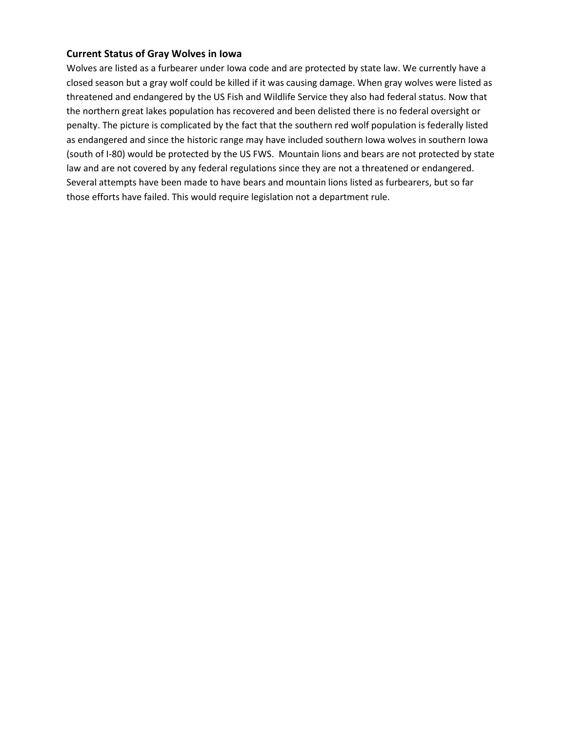**Current Status of Gray Wolves in Iowa**

Wolves are listed as a furbearer under Iowa code and are protected by state law. We currently have a closed season but a gray wolf could be killed if it was causing damage. When gray wolves were listed as threatened and endangered by the US Fish and Wildlife Service they also had federal status. Now that the northern great lakes population has recovered and been delisted there is no federal oversight or penalty. The picture is complicated by the fact that the southern red wolf population is federally listed as endangered and since the historic range may have included southern Iowa wolves in southern Iowa (south of I-80) would be protected by the US FWS. Mountain lions and bears are not protected by state law and are not covered by any federal regulations since they are not a threatened or endangered. Several attempts have been made to have bears and mountain lions listed as furbearers, but so far those efforts have failed. This would require legislation not a department rule.